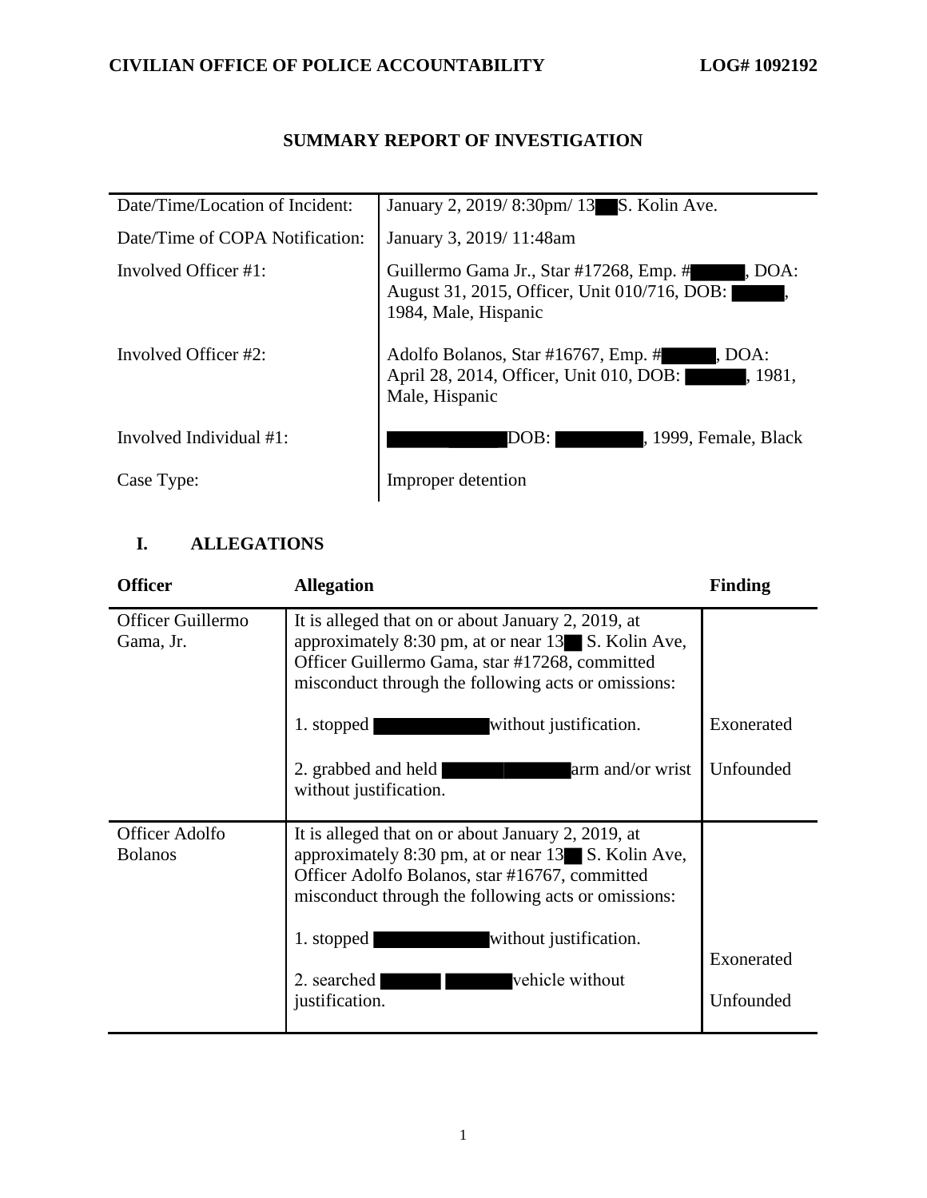**CIVILIAN OFFICE OF POLICE ACCOUNTABILITY** **LOG# 1092192**

# SUMMARY REPORT OF INVESTIGATION

| | |
|---|---|
| Date/Time/Location of Incident: | January 2, 2019/ 8:30pm/ 13██ S. Kolin Ave. |
| Date/Time of COPA Notification: | January 3, 2019/ 11:48am |
| Involved Officer #1: | Guillermo Gama Jr., Star #17268, Emp. #██████, DOA: August 31, 2015, Officer, Unit 010/716, DOB: ██████, 1984, Male, Hispanic |
| Involved Officer #2: | Adolfo Bolanos, Star #16767, Emp. #██████, DOA: April 28, 2014, Officer, Unit 010, DOB: ██████, 1981, Male, Hispanic |
| Involved Individual #1: | ██████████ DOB: ████████, 1999, Female, Black |
| Case Type: | Improper detention |

## I. ALLEGATIONS

| Officer | Allegation | Finding |
|---|---|---|
| Officer Guillermo Gama, Jr. | It is alleged that on or about January 2, 2019, at approximately 8:30 pm, at or near 13██ S. Kolin Ave, Officer Guillermo Gama, star #17268, committed misconduct through the following acts or omissions: | |
| | 1. stopped ██████████ without justification. | Exonerated |
| | 2. grabbed and held ██████████ arm and/or wrist without justification. | Unfounded |
| Officer Adolfo Bolanos | It is alleged that on or about January 2, 2019, at approximately 8:30 pm, at or near 13██ S. Kolin Ave, Officer Adolfo Bolanos, star #16767, committed misconduct through the following acts or omissions: | |
| | 1. stopped ██████████ without justification. | Exonerated |
| | 2. searched ██████ ██████ vehicle without justification. | Unfounded |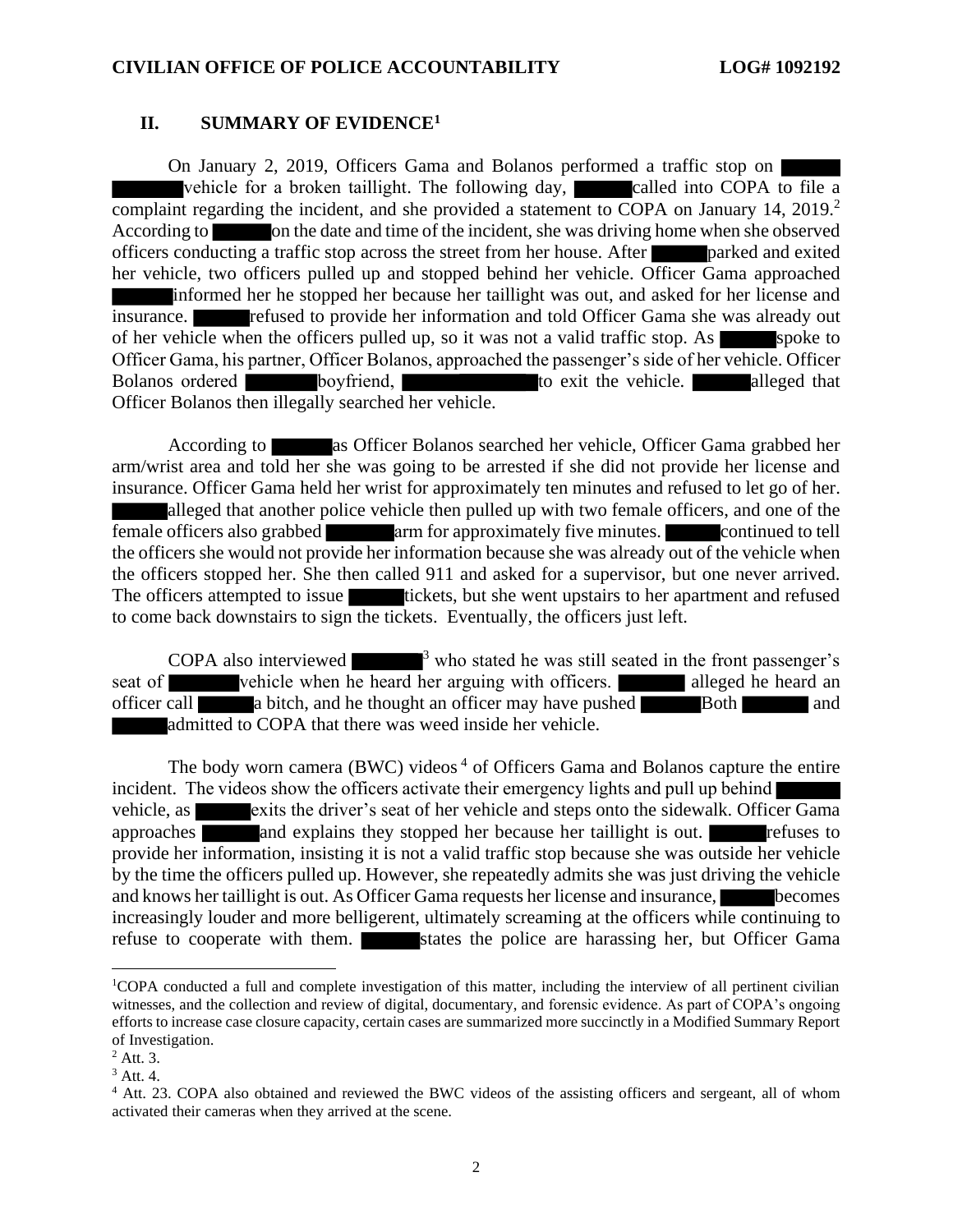## II. SUMMARY OF EVIDENCE[1]

On January 2, 2019, Officers Gama and Bolanos performed a traffic stop on ██████ vehicle for a broken taillight. The following day, ██████ called into COPA to file a complaint regarding the incident, and she provided a statement to COPA on January 14, 2019.[2] According to ██████ on the date and time of the incident, she was driving home when she observed officers conducting a traffic stop across the street from her house. After ██████ parked and exited her vehicle, two officers pulled up and stopped behind her vehicle. Officer Gama approached ██████ informed her he stopped her because her taillight was out, and asked for her license and insurance. ██████ refused to provide her information and told Officer Gama she was already out of her vehicle when the officers pulled up, so it was not a valid traffic stop. As ██████ spoke to Officer Gama, his partner, Officer Bolanos, approached the passenger's side of her vehicle. Officer Bolanos ordered ██████ boyfriend, ██████ to exit the vehicle. ██████ alleged that Officer Bolanos then illegally searched her vehicle.

According to ██████ as Officer Bolanos searched her vehicle, Officer Gama grabbed her arm/wrist area and told her she was going to be arrested if she did not provide her license and insurance. Officer Gama held her wrist for approximately ten minutes and refused to let go of her. ██████ alleged that another police vehicle then pulled up with two female officers, and one of the female officers also grabbed ██████ arm for approximately five minutes. ██████ continued to tell the officers she would not provide her information because she was already out of the vehicle when the officers stopped her. She then called 911 and asked for a supervisor, but one never arrived. The officers attempted to issue ██████ tickets, but she went upstairs to her apartment and refused to come back downstairs to sign the tickets. Eventually, the officers just left.

COPA also interviewed ██████[3] who stated he was still seated in the front passenger's seat of ██████ vehicle when he heard her arguing with officers. ██████ alleged he heard an officer call ██████ a bitch, and he thought an officer may have pushed ██████ Both ██████ and ██████ admitted to COPA that there was weed inside her vehicle.

The body worn camera (BWC) videos[4] of Officers Gama and Bolanos capture the entire incident. The videos show the officers activate their emergency lights and pull up behind ██████ vehicle, as ██████ exits the driver's seat of her vehicle and steps onto the sidewalk. Officer Gama approaches ██████ and explains they stopped her because her taillight is out. ██████ refuses to provide her information, insisting it is not a valid traffic stop because she was outside her vehicle by the time the officers pulled up. However, she repeatedly admits she was just driving the vehicle and knows her taillight is out. As Officer Gama requests her license and insurance, ██████ becomes increasingly louder and more belligerent, ultimately screaming at the officers while continuing to refuse to cooperate with them. ██████ states the police are harassing her, but Officer Gama

---

[1] COPA conducted a full and complete investigation of this matter, including the interview of all pertinent civilian witnesses, and the collection and review of digital, documentary, and forensic evidence. As part of COPA's ongoing efforts to increase case closure capacity, certain cases are summarized more succinctly in a Modified Summary Report of Investigation.

[2] Att. 3.

[3] Att. 4.

[4] Att. 23. COPA also obtained and reviewed the BWC videos of the assisting officers and sergeant, all of whom activated their cameras when they arrived at the scene.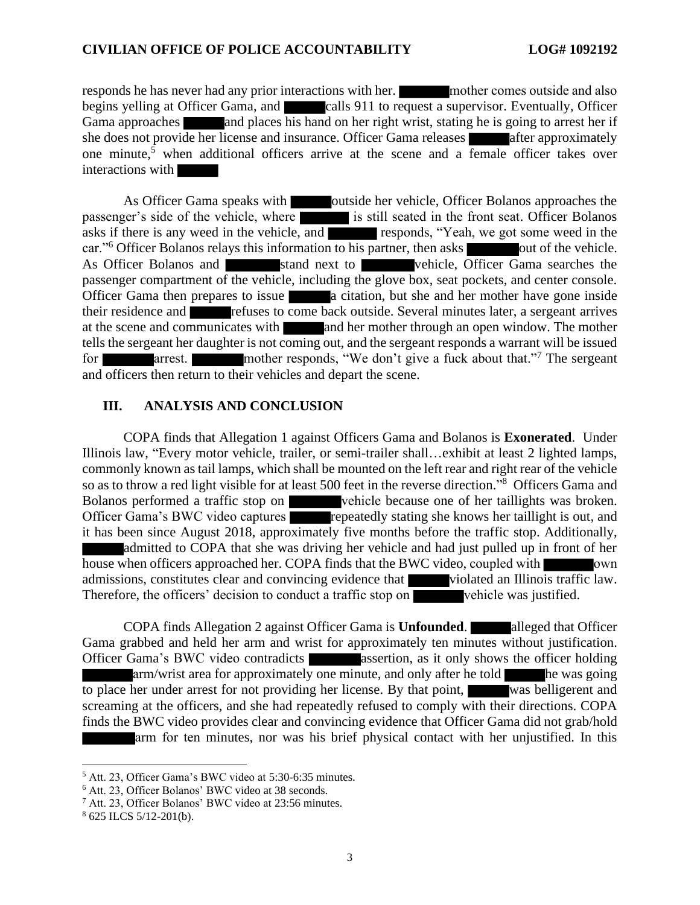responds he has never had any prior interactions with her. ██████ mother comes outside and also begins yelling at Officer Gama, and ██████ calls 911 to request a supervisor. Eventually, Officer Gama approaches ██████ and places his hand on her right wrist, stating he is going to arrest her if she does not provide her license and insurance. Officer Gama releases ██████ after approximately one minute,[5] when additional officers arrive at the scene and a female officer takes over interactions with ██████

As Officer Gama speaks with ██████ outside her vehicle, Officer Bolanos approaches the passenger's side of the vehicle, where ██████ is still seated in the front seat. Officer Bolanos asks if there is any weed in the vehicle, and ██████ responds, "Yeah, we got some weed in the car."[6] Officer Bolanos relays this information to his partner, then asks ██████ out of the vehicle. As Officer Bolanos and ██████ stand next to ██████ vehicle, Officer Gama searches the passenger compartment of the vehicle, including the glove box, seat pockets, and center console. Officer Gama then prepares to issue ██████ a citation, but she and her mother have gone inside their residence and ██████ refuses to come back outside. Several minutes later, a sergeant arrives at the scene and communicates with ██████ and her mother through an open window. The mother tells the sergeant her daughter is not coming out, and the sergeant responds a warrant will be issued for ██████ arrest. ██████ mother responds, "We don't give a fuck about that."[7] The sergeant and officers then return to their vehicles and depart the scene.

## III. ANALYSIS AND CONCLUSION

COPA finds that Allegation 1 against Officers Gama and Bolanos is **Exonerated**. Under Illinois law, "Every motor vehicle, trailer, or semi-trailer shall…exhibit at least 2 lighted lamps, commonly known as tail lamps, which shall be mounted on the left rear and right rear of the vehicle so as to throw a red light visible for at least 500 feet in the reverse direction."[8] Officers Gama and Bolanos performed a traffic stop on ██████ vehicle because one of her taillights was broken. Officer Gama's BWC video captures ██████ repeatedly stating she knows her taillight is out, and it has been since August 2018, approximately five months before the traffic stop. Additionally, ██████ admitted to COPA that she was driving her vehicle and had just pulled up in front of her house when officers approached her. COPA finds that the BWC video, coupled with ██████ own admissions, constitutes clear and convincing evidence that ██████ violated an Illinois traffic law. Therefore, the officers' decision to conduct a traffic stop on ██████ vehicle was justified.

COPA finds Allegation 2 against Officer Gama is **Unfounded**. ██████ alleged that Officer Gama grabbed and held her arm and wrist for approximately ten minutes without justification. Officer Gama's BWC video contradicts ██████ assertion, as it only shows the officer holding ██████ arm/wrist area for approximately one minute, and only after he told ██████ he was going to place her under arrest for not providing her license. By that point, ██████ was belligerent and screaming at the officers, and she had repeatedly refused to comply with their directions. COPA finds the BWC video provides clear and convincing evidence that Officer Gama did not grab/hold ██████ arm for ten minutes, nor was his brief physical contact with her unjustified. In this

---

[5] Att. 23, Officer Gama's BWC video at 5:30-6:35 minutes.

[6] Att. 23, Officer Bolanos' BWC video at 38 seconds.

[7] Att. 23, Officer Bolanos' BWC video at 23:56 minutes.

[8] 625 ILCS 5/12-201(b).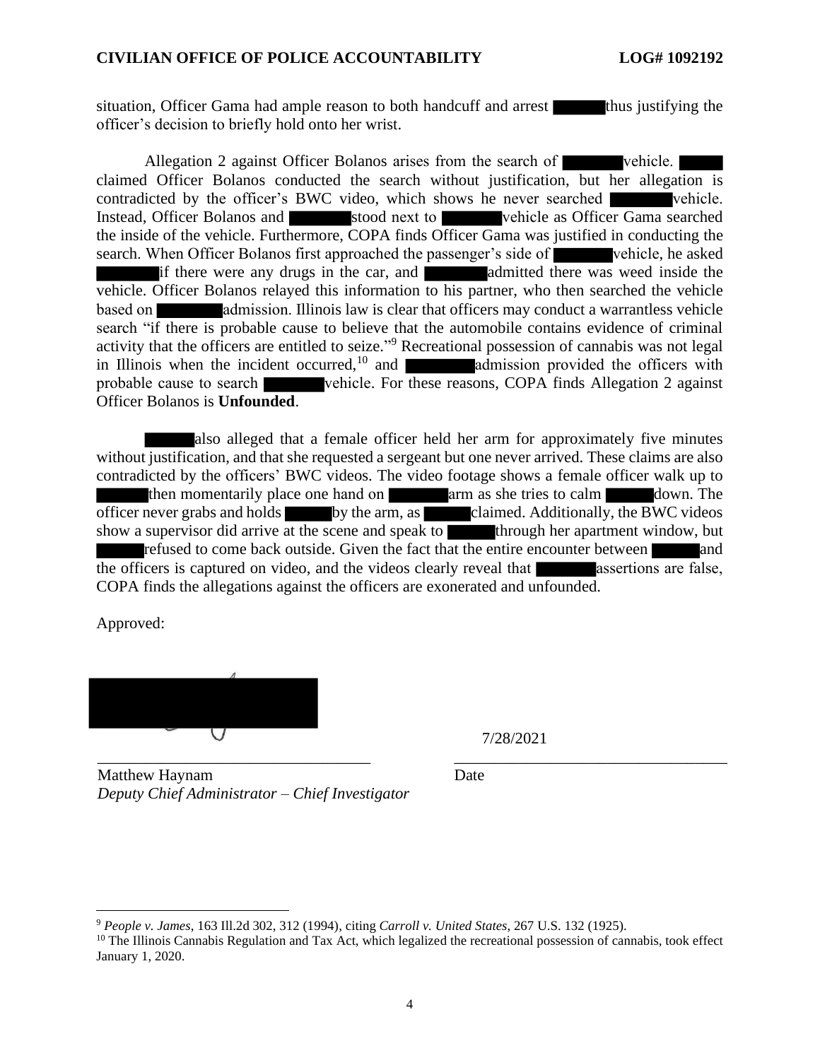situation, Officer Gama had ample reason to both handcuff and arrest ███ thus justifying the officer's decision to briefly hold onto her wrist.

Allegation 2 against Officer Bolanos arises from the search of ███ vehicle. ███ claimed Officer Bolanos conducted the search without justification, but her allegation is contradicted by the officer's BWC video, which shows he never searched ███ vehicle. Instead, Officer Bolanos and ███ stood next to ███ vehicle as Officer Gama searched the inside of the vehicle. Furthermore, COPA finds Officer Gama was justified in conducting the search. When Officer Bolanos first approached the passenger's side of ███ vehicle, he asked ███ if there were any drugs in the car, and ███ admitted there was weed inside the vehicle. Officer Bolanos relayed this information to his partner, who then searched the vehicle based on ███ admission. Illinois law is clear that officers may conduct a warrantless vehicle search "if there is probable cause to believe that the automobile contains evidence of criminal activity that the officers are entitled to seize."[9] Recreational possession of cannabis was not legal in Illinois when the incident occurred,[10] and ███ admission provided the officers with probable cause to search ███ vehicle. For these reasons, COPA finds Allegation 2 against Officer Bolanos is **Unfounded**.

███ also alleged that a female officer held her arm for approximately five minutes without justification, and that she requested a sergeant but one never arrived. These claims are also contradicted by the officers' BWC videos. The video footage shows a female officer walk up to ███ then momentarily place one hand on ███ arm as she tries to calm ███ down. The officer never grabs and holds ███ by the arm, as ███ claimed. Additionally, the BWC videos show a supervisor did arrive at the scene and speak to ███ through her apartment window, but ███ refused to come back outside. Given the fact that the entire encounter between ███ and the officers is captured on video, and the videos clearly reveal that ███ assertions are false, COPA finds the allegations against the officers are exonerated and unfounded.

Approved:

███

\_\_\_\_\_\_\_\_\_\_\_\_\_\_\_\_\_\_\_\_\_\_\_\_\_\_\_\_\_\_\_\_\_\_\_\_
Matthew Haynam
*Deputy Chief Administrator – Chief Investigator*

7/28/2021
\_\_\_\_\_\_\_\_\_\_\_\_\_\_\_\_\_\_\_\_\_\_\_\_\_\_\_\_\_\_\_\_\_\_\_\_
Date

---

[9] *People v. James*, 163 Ill.2d 302, 312 (1994), citing *Carroll v. United States*, 267 U.S. 132 (1925).

[10] The Illinois Cannabis Regulation and Tax Act, which legalized the recreational possession of cannabis, took effect January 1, 2020.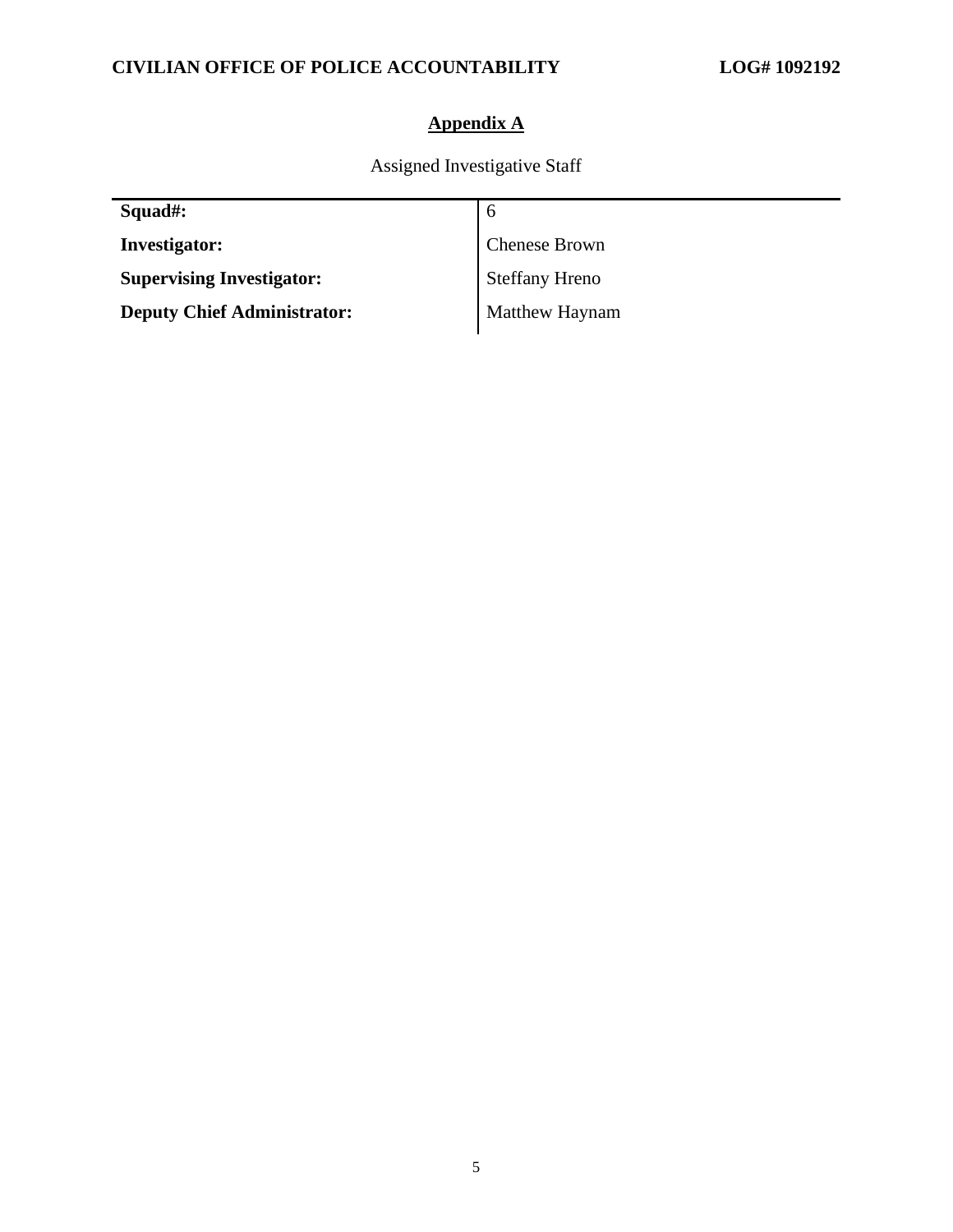## Appendix A

Assigned Investigative Staff

| | |
|---|---|
| **Squad#:** | 6 |
| **Investigator:** | Chenese Brown |
| **Supervising Investigator:** | Steffany Hreno |
| **Deputy Chief Administrator:** | Matthew Haynam |